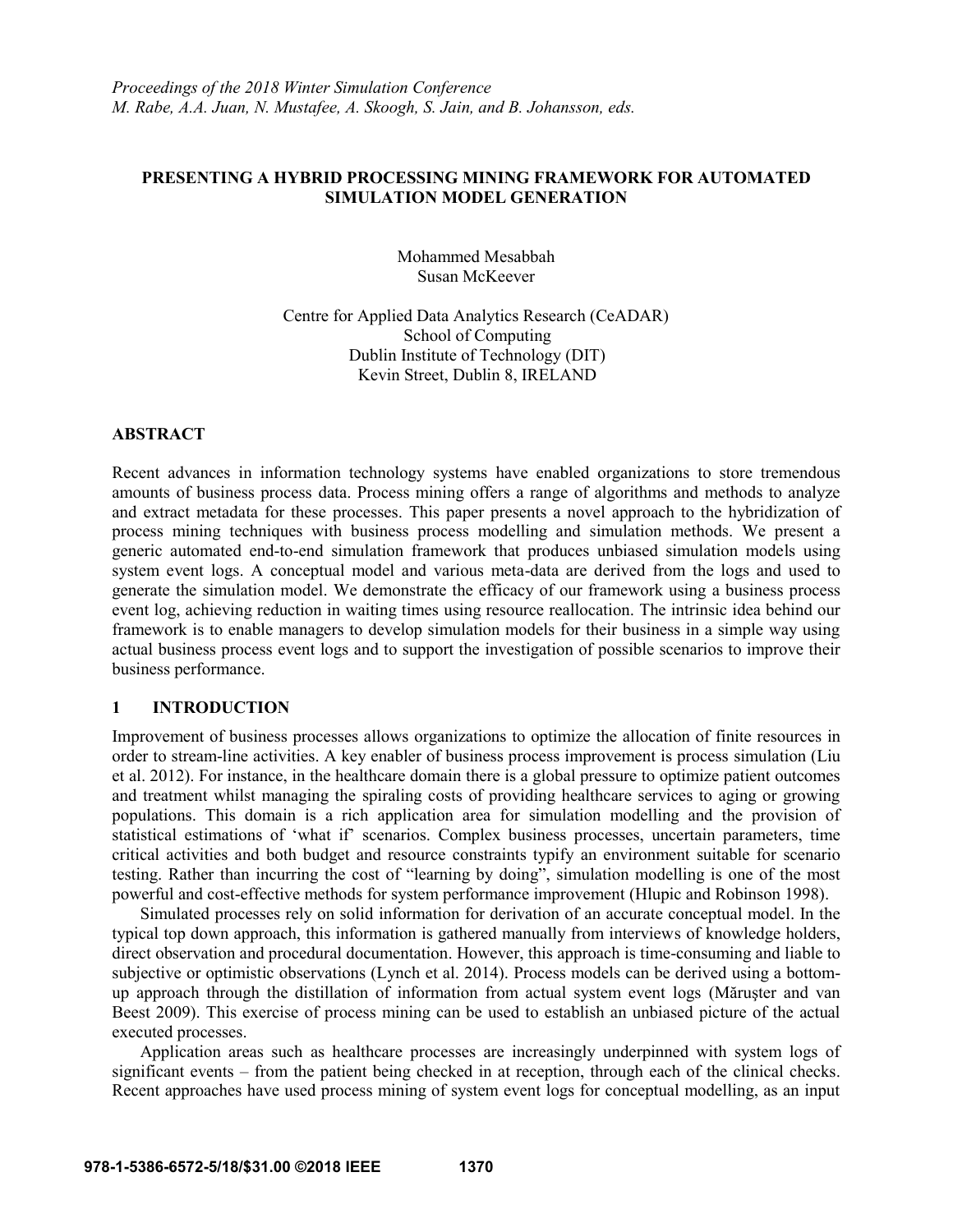*Proceedings of the 2018 Winter Simulation Conference*
*M. Rabe, A.A. Juan, N. Mustafee, A. Skoogh, S. Jain, and B. Johansson, eds.*

# PRESENTING A HYBRID PROCESSING MINING FRAMEWORK FOR AUTOMATED SIMULATION MODEL GENERATION

Mohammed Mesabbah
Susan McKeever

Centre for Applied Data Analytics Research (CeADAR)
School of Computing
Dublin Institute of Technology (DIT)
Kevin Street, Dublin 8, IRELAND

## ABSTRACT

Recent advances in information technology systems have enabled organizations to store tremendous amounts of business process data. Process mining offers a range of algorithms and methods to analyze and extract metadata for these processes. This paper presents a novel approach to the hybridization of process mining techniques with business process modelling and simulation methods. We present a generic automated end-to-end simulation framework that produces unbiased simulation models using system event logs. A conceptual model and various meta-data are derived from the logs and used to generate the simulation model. We demonstrate the efficacy of our framework using a business process event log, achieving reduction in waiting times using resource reallocation. The intrinsic idea behind our framework is to enable managers to develop simulation models for their business in a simple way using actual business process event logs and to support the investigation of possible scenarios to improve their business performance.

## 1 INTRODUCTION

Improvement of business processes allows organizations to optimize the allocation of finite resources in order to stream-line activities. A key enabler of business process improvement is process simulation (Liu et al. 2012). For instance, in the healthcare domain there is a global pressure to optimize patient outcomes and treatment whilst managing the spiraling costs of providing healthcare services to aging or growing populations. This domain is a rich application area for simulation modelling and the provision of statistical estimations of 'what if' scenarios. Complex business processes, uncertain parameters, time critical activities and both budget and resource constraints typify an environment suitable for scenario testing. Rather than incurring the cost of "learning by doing", simulation modelling is one of the most powerful and cost-effective methods for system performance improvement (Hlupic and Robinson 1998).

Simulated processes rely on solid information for derivation of an accurate conceptual model. In the typical top down approach, this information is gathered manually from interviews of knowledge holders, direct observation and procedural documentation. However, this approach is time-consuming and liable to subjective or optimistic observations (Lynch et al. 2014). Process models can be derived using a bottom-up approach through the distillation of information from actual system event logs (Măruşter and van Beest 2009). This exercise of process mining can be used to establish an unbiased picture of the actual executed processes.

Application areas such as healthcare processes are increasingly underpinned with system logs of significant events – from the patient being checked in at reception, through each of the clinical checks. Recent approaches have used process mining of system event logs for conceptual modelling, as an input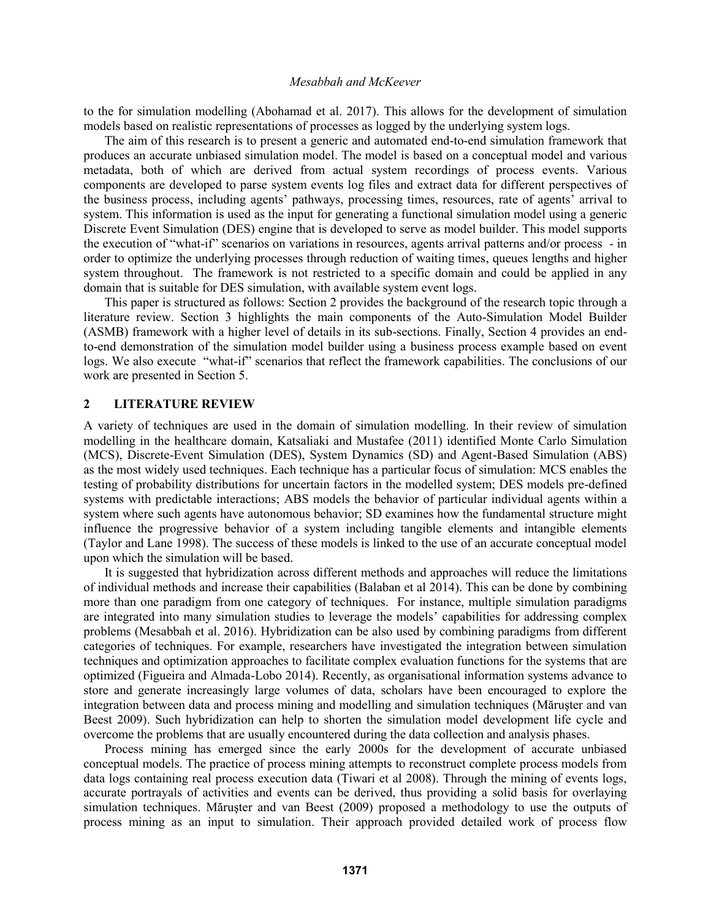to the for simulation modelling (Abohamad et al. 2017). This allows for the development of simulation models based on realistic representations of processes as logged by the underlying system logs.

The aim of this research is to present a generic and automated end-to-end simulation framework that produces an accurate unbiased simulation model. The model is based on a conceptual model and various metadata, both of which are derived from actual system recordings of process events. Various components are developed to parse system events log files and extract data for different perspectives of the business process, including agents' pathways, processing times, resources, rate of agents' arrival to system. This information is used as the input for generating a functional simulation model using a generic Discrete Event Simulation (DES) engine that is developed to serve as model builder. This model supports the execution of "what-if" scenarios on variations in resources, agents arrival patterns and/or process - in order to optimize the underlying processes through reduction of waiting times, queues lengths and higher system throughout. The framework is not restricted to a specific domain and could be applied in any domain that is suitable for DES simulation, with available system event logs.

This paper is structured as follows: Section 2 provides the background of the research topic through a literature review. Section 3 highlights the main components of the Auto-Simulation Model Builder (ASMB) framework with a higher level of details in its sub-sections. Finally, Section 4 provides an end-to-end demonstration of the simulation model builder using a business process example based on event logs. We also execute "what-if" scenarios that reflect the framework capabilities. The conclusions of our work are presented in Section 5.

## 2 LITERATURE REVIEW

A variety of techniques are used in the domain of simulation modelling. In their review of simulation modelling in the healthcare domain, Katsaliaki and Mustafee (2011) identified Monte Carlo Simulation (MCS), Discrete-Event Simulation (DES), System Dynamics (SD) and Agent-Based Simulation (ABS) as the most widely used techniques. Each technique has a particular focus of simulation: MCS enables the testing of probability distributions for uncertain factors in the modelled system; DES models pre-defined systems with predictable interactions; ABS models the behavior of particular individual agents within a system where such agents have autonomous behavior; SD examines how the fundamental structure might influence the progressive behavior of a system including tangible elements and intangible elements (Taylor and Lane 1998). The success of these models is linked to the use of an accurate conceptual model upon which the simulation will be based.

It is suggested that hybridization across different methods and approaches will reduce the limitations of individual methods and increase their capabilities (Balaban et al 2014). This can be done by combining more than one paradigm from one category of techniques. For instance, multiple simulation paradigms are integrated into many simulation studies to leverage the models' capabilities for addressing complex problems (Mesabbah et al. 2016). Hybridization can be also used by combining paradigms from different categories of techniques. For example, researchers have investigated the integration between simulation techniques and optimization approaches to facilitate complex evaluation functions for the systems that are optimized (Figueira and Almada-Lobo 2014). Recently, as organisational information systems advance to store and generate increasingly large volumes of data, scholars have been encouraged to explore the integration between data and process mining and modelling and simulation techniques (Măruşter and van Beest 2009). Such hybridization can help to shorten the simulation model development life cycle and overcome the problems that are usually encountered during the data collection and analysis phases.

Process mining has emerged since the early 2000s for the development of accurate unbiased conceptual models. The practice of process mining attempts to reconstruct complete process models from data logs containing real process execution data (Tiwari et al 2008). Through the mining of events logs, accurate portrayals of activities and events can be derived, thus providing a solid basis for overlaying simulation techniques. Măruşter and van Beest (2009) proposed a methodology to use the outputs of process mining as an input to simulation. Their approach provided detailed work of process flow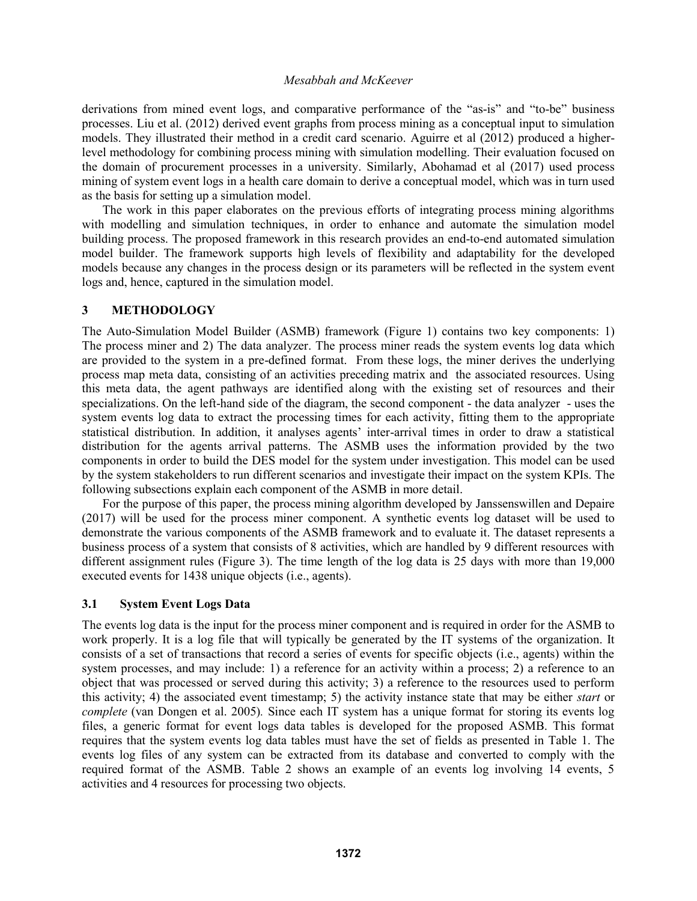derivations from mined event logs, and comparative performance of the "as-is" and "to-be" business processes. Liu et al. (2012) derived event graphs from process mining as a conceptual input to simulation models. They illustrated their method in a credit card scenario. Aguirre et al (2012) produced a higher-level methodology for combining process mining with simulation modelling. Their evaluation focused on the domain of procurement processes in a university. Similarly, Abohamad et al (2017) used process mining of system event logs in a health care domain to derive a conceptual model, which was in turn used as the basis for setting up a simulation model.

The work in this paper elaborates on the previous efforts of integrating process mining algorithms with modelling and simulation techniques, in order to enhance and automate the simulation model building process. The proposed framework in this research provides an end-to-end automated simulation model builder. The framework supports high levels of flexibility and adaptability for the developed models because any changes in the process design or its parameters will be reflected in the system event logs and, hence, captured in the simulation model.

## 3 METHODOLOGY

The Auto-Simulation Model Builder (ASMB) framework (Figure 1) contains two key components: 1) The process miner and 2) The data analyzer. The process miner reads the system events log data which are provided to the system in a pre-defined format. From these logs, the miner derives the underlying process map meta data, consisting of an activities preceding matrix and the associated resources. Using this meta data, the agent pathways are identified along with the existing set of resources and their specializations. On the left-hand side of the diagram, the second component - the data analyzer - uses the system events log data to extract the processing times for each activity, fitting them to the appropriate statistical distribution. In addition, it analyses agents' inter-arrival times in order to draw a statistical distribution for the agents arrival patterns. The ASMB uses the information provided by the two components in order to build the DES model for the system under investigation. This model can be used by the system stakeholders to run different scenarios and investigate their impact on the system KPIs. The following subsections explain each component of the ASMB in more detail.

For the purpose of this paper, the process mining algorithm developed by Janssenswillen and Depaire (2017) will be used for the process miner component. A synthetic events log dataset will be used to demonstrate the various components of the ASMB framework and to evaluate it. The dataset represents a business process of a system that consists of 8 activities, which are handled by 9 different resources with different assignment rules (Figure 3). The time length of the log data is 25 days with more than 19,000 executed events for 1438 unique objects (i.e., agents).

### 3.1 System Event Logs Data

The events log data is the input for the process miner component and is required in order for the ASMB to work properly. It is a log file that will typically be generated by the IT systems of the organization. It consists of a set of transactions that record a series of events for specific objects (i.e., agents) within the system processes, and may include: 1) a reference for an activity within a process; 2) a reference to an object that was processed or served during this activity; 3) a reference to the resources used to perform this activity; 4) the associated event timestamp; 5) the activity instance state that may be either *start* or *complete* (van Dongen et al. 2005). Since each IT system has a unique format for storing its events log files, a generic format for event logs data tables is developed for the proposed ASMB. This format requires that the system events log data tables must have the set of fields as presented in Table 1. The events log files of any system can be extracted from its database and converted to comply with the required format of the ASMB. Table 2 shows an example of an events log involving 14 events, 5 activities and 4 resources for processing two objects.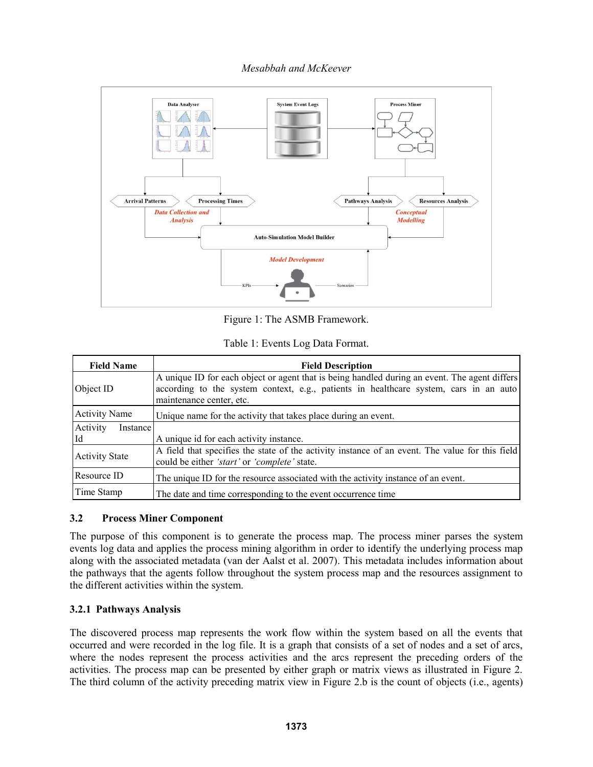Data Analyser

System Event Logs

Process Miner

Arrival Patterns

Processing Times

Pathways Analysis

Resources Analysis

Data Collection and Analysis

Conceptual Modelling

Auto-Simulation Model Builder

Model Development

KPIs

Scenarios

Figure 1: The ASMB Framework.

Table 1: Events Log Data Format.

| Field Name | Field Description |
|---|---|
| Object ID | A unique ID for each object or agent that is being handled during an event. The agent differs according to the system context, e.g., patients in healthcare system, cars in an auto maintenance center, etc. |
| Activity Name | Unique name for the activity that takes place during an event. |
| Activity Instance Id | A unique id for each activity instance. |
| Activity State | A field that specifies the state of the activity instance of an event. The value for this field could be either *'start'* or *'complete'* state. |
| Resource ID | The unique ID for the resource associated with the activity instance of an event. |
| Time Stamp | The date and time corresponding to the event occurrence time |

## 3.2 Process Miner Component

The purpose of this component is to generate the process map. The process miner parses the system events log data and applies the process mining algorithm in order to identify the underlying process map along with the associated metadata (van der Aalst et al. 2007). This metadata includes information about the pathways that the agents follow throughout the system process map and the resources assignment to the different activities within the system.

### 3.2.1 Pathways Analysis

The discovered process map represents the work flow within the system based on all the events that occurred and were recorded in the log file. It is a graph that consists of a set of nodes and a set of arcs, where the nodes represent the process activities and the arcs represent the preceding orders of the activities. The process map can be presented by either graph or matrix views as illustrated in Figure 2. The third column of the activity preceding matrix view in Figure 2.b is the count of objects (i.e., agents)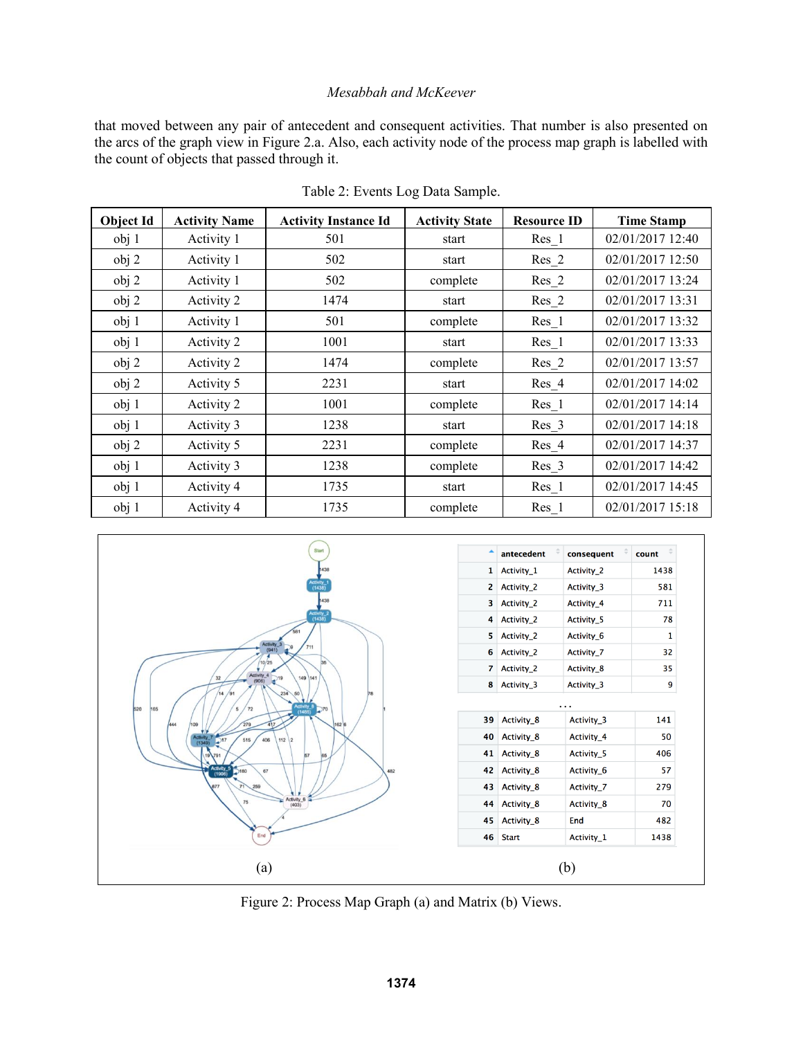that moved between any pair of antecedent and consequent activities. That number is also presented on the arcs of the graph view in Figure 2.a. Also, each activity node of the process map graph is labelled with the count of objects that passed through it.

Table 2: Events Log Data Sample.

| Object Id | Activity Name | Activity Instance Id | Activity State | Resource ID | Time Stamp |
|---|---|---|---|---|---|
| obj 1 | Activity 1 | 501 | start | Res_1 | 02/01/2017 12:40 |
| obj 2 | Activity 1 | 502 | start | Res_2 | 02/01/2017 12:50 |
| obj 2 | Activity 1 | 502 | complete | Res_2 | 02/01/2017 13:24 |
| obj 2 | Activity 2 | 1474 | start | Res_2 | 02/01/2017 13:31 |
| obj 1 | Activity 1 | 501 | complete | Res_1 | 02/01/2017 13:32 |
| obj 1 | Activity 2 | 1001 | start | Res_1 | 02/01/2017 13:33 |
| obj 2 | Activity 2 | 1474 | complete | Res_2 | 02/01/2017 13:57 |
| obj 2 | Activity 5 | 2231 | start | Res_4 | 02/01/2017 14:02 |
| obj 1 | Activity 2 | 1001 | complete | Res_1 | 02/01/2017 14:14 |
| obj 1 | Activity 3 | 1238 | start | Res_3 | 02/01/2017 14:18 |
| obj 2 | Activity 5 | 2231 | complete | Res_4 | 02/01/2017 14:37 |
| obj 1 | Activity 3 | 1238 | complete | Res_3 | 02/01/2017 14:42 |
| obj 1 | Activity 4 | 1735 | start | Res_1 | 02/01/2017 14:45 |
| obj 1 | Activity 4 | 1735 | complete | Res_1 | 02/01/2017 15:18 |

Start
Activity_1 (1438)
Activity_2 (1438)
Activity_3 (941)
Activity_4 (906)
Activity_8 (1485)
Activity_7 (1349)
Activity_5 (1906)
Activity_6 (403)
End

(a)

| | antecedent | consequent | count |
|---|---|---|---|
| 1 | Activity_1 | Activity_2 | 1438 |
| 2 | Activity_2 | Activity_3 | 581 |
| 3 | Activity_2 | Activity_4 | 711 |
| 4 | Activity_2 | Activity_5 | 78 |
| 5 | Activity_2 | Activity_6 | 1 |
| 6 | Activity_2 | Activity_7 | 32 |
| 7 | Activity_2 | Activity_8 | 35 |
| 8 | Activity_3 | Activity_3 | 9 |
| | | ... | |
| 39 | Activity_8 | Activity_3 | 141 |
| 40 | Activity_8 | Activity_4 | 50 |
| 41 | Activity_8 | Activity_5 | 406 |
| 42 | Activity_8 | Activity_6 | 57 |
| 43 | Activity_8 | Activity_7 | 279 |
| 44 | Activity_8 | Activity_8 | 70 |
| 45 | Activity_8 | End | 482 |
| 46 | Start | Activity_1 | 1438 |

(b)

Figure 2: Process Map Graph (a) and Matrix (b) Views.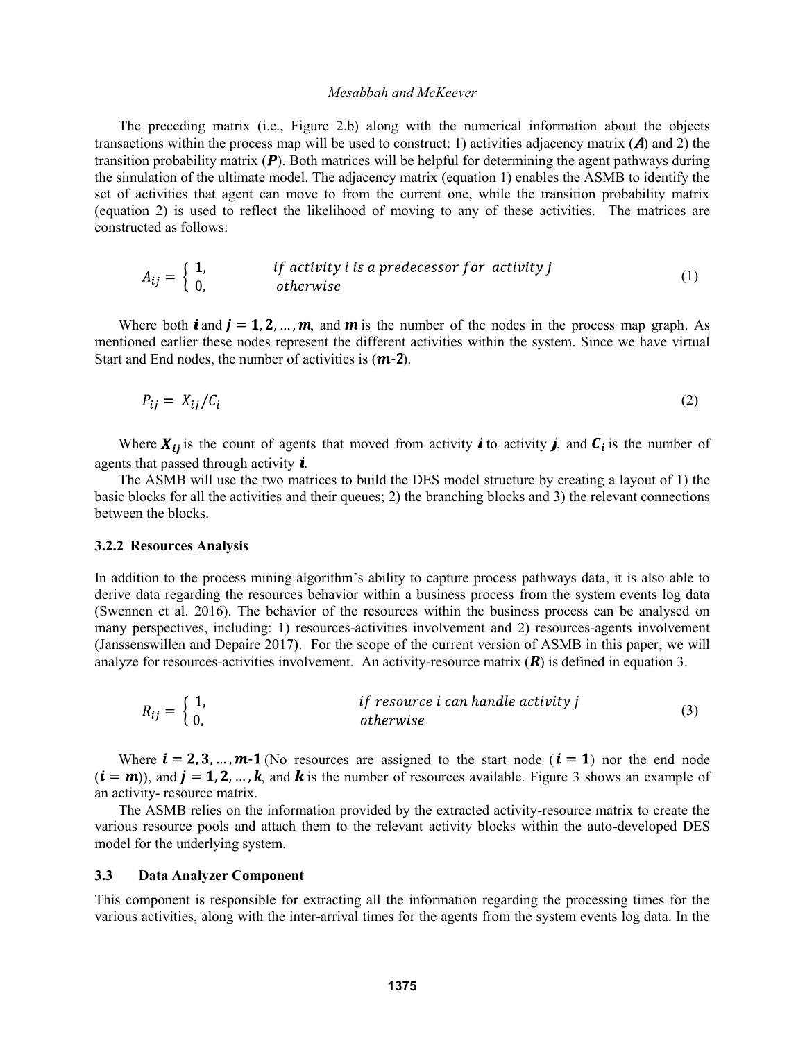The preceding matrix (i.e., Figure 2.b) along with the numerical information about the objects transactions within the process map will be used to construct: 1) activities adjacency matrix ($\boldsymbol{A}$) and 2) the transition probability matrix ($\boldsymbol{P}$). Both matrices will be helpful for determining the agent pathways during the simulation of the ultimate model. The adjacency matrix (equation 1) enables the ASMB to identify the set of activities that agent can move to from the current one, while the transition probability matrix (equation 2) is used to reflect the likelihood of moving to any of these activities. The matrices are constructed as follows:

$$A_{ij} = \begin{cases} 1, & \text{if activity } i \text{ is a predecessor for activity } j \\ 0, & \text{otherwise} \end{cases} \tag{1}$$

Where both $\boldsymbol{i}$ and $\boldsymbol{j = 1, 2, \ldots, m}$, and $\boldsymbol{m}$ is the number of the nodes in the process map graph. As mentioned earlier these nodes represent the different activities within the system. Since we have virtual Start and End nodes, the number of activities is ($\boldsymbol{m}$-$\boldsymbol{2}$).

$$P_{ij} = X_{ij}/C_i \tag{2}$$

Where $\boldsymbol{X_{ij}}$ is the count of agents that moved from activity $\boldsymbol{i}$ to activity $\boldsymbol{j}$, and $\boldsymbol{C_i}$ is the number of agents that passed through activity $\boldsymbol{i}$.

The ASMB will use the two matrices to build the DES model structure by creating a layout of 1) the basic blocks for all the activities and their queues; 2) the branching blocks and 3) the relevant connections between the blocks.

### 3.2.2 Resources Analysis

In addition to the process mining algorithm's ability to capture process pathways data, it is also able to derive data regarding the resources behavior within a business process from the system events log data (Swennen et al. 2016). The behavior of the resources within the business process can be analysed on many perspectives, including: 1) resources-activities involvement and 2) resources-agents involvement (Janssenswillen and Depaire 2017). For the scope of the current version of ASMB in this paper, we will analyze for resources-activities involvement. An activity-resource matrix ($\boldsymbol{R}$) is defined in equation 3.

$$R_{ij} = \begin{cases} 1, & \text{if resource } i \text{ can handle activity } j \\ 0, & \text{otherwise} \end{cases} \tag{3}$$

Where $\boldsymbol{i = 2, 3, \ldots, m}$-$\boldsymbol{1}$ (No resources are assigned to the start node ($\boldsymbol{i = 1}$) nor the end node ($\boldsymbol{i = m}$)), and $\boldsymbol{j = 1, 2, \ldots, k}$, and $\boldsymbol{k}$ is the number of resources available. Figure 3 shows an example of an activity- resource matrix.

The ASMB relies on the information provided by the extracted activity-resource matrix to create the various resource pools and attach them to the relevant activity blocks within the auto-developed DES model for the underlying system.

## 3.3 Data Analyzer Component

This component is responsible for extracting all the information regarding the processing times for the various activities, along with the inter-arrival times for the agents from the system events log data. In the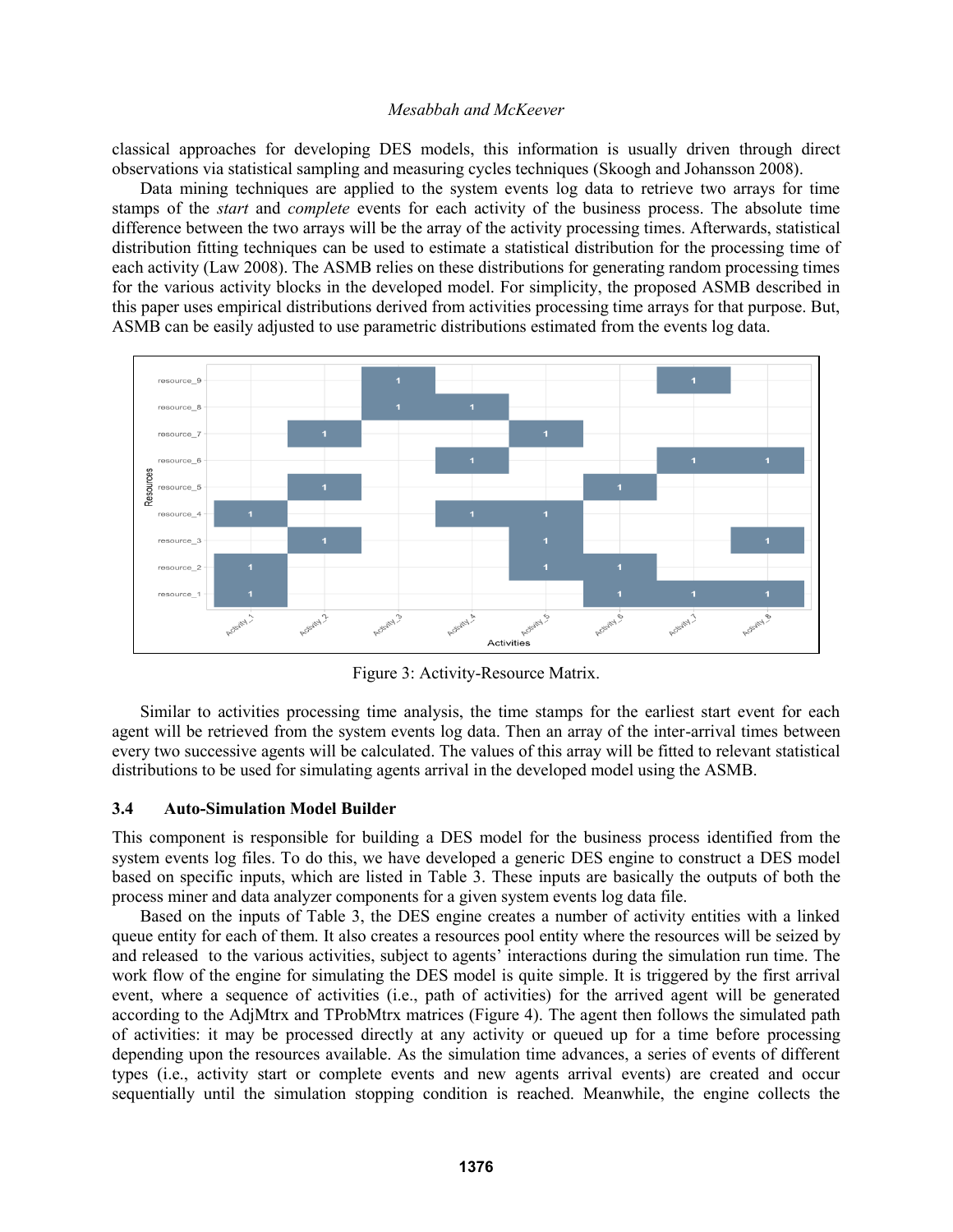classical approaches for developing DES models, this information is usually driven through direct observations via statistical sampling and measuring cycles techniques (Skoogh and Johansson 2008).

Data mining techniques are applied to the system events log data to retrieve two arrays for time stamps of the *start* and *complete* events for each activity of the business process. The absolute time difference between the two arrays will be the array of the activity processing times. Afterwards, statistical distribution fitting techniques can be used to estimate a statistical distribution for the processing time of each activity (Law 2008). The ASMB relies on these distributions for generating random processing times for the various activity blocks in the developed model. For simplicity, the proposed ASMB described in this paper uses empirical distributions derived from activities processing time arrays for that purpose. But, ASMB can be easily adjusted to use parametric distributions estimated from the events log data.

resource_9
resource_8
resource_7
resource_6
resource_5
resource_4
resource_3
resource_2
resource_1
Resources
Activity_1
Activity_2
Activity_3
Activity_4
Activity_5
Activity_6
Activity_7
Activity_8
Activities

Figure 3: Activity-Resource Matrix.

Similar to activities processing time analysis, the time stamps for the earliest start event for each agent will be retrieved from the system events log data. Then an array of the inter-arrival times between every two successive agents will be calculated. The values of this array will be fitted to relevant statistical distributions to be used for simulating agents arrival in the developed model using the ASMB.

### 3.4 Auto-Simulation Model Builder

This component is responsible for building a DES model for the business process identified from the system events log files. To do this, we have developed a generic DES engine to construct a DES model based on specific inputs, which are listed in Table 3. These inputs are basically the outputs of both the process miner and data analyzer components for a given system events log data file.

Based on the inputs of Table 3, the DES engine creates a number of activity entities with a linked queue entity for each of them. It also creates a resources pool entity where the resources will be seized by and released to the various activities, subject to agents' interactions during the simulation run time. The work flow of the engine for simulating the DES model is quite simple. It is triggered by the first arrival event, where a sequence of activities (i.e., path of activities) for the arrived agent will be generated according to the AdjMtrx and TProbMtrx matrices (Figure 4). The agent then follows the simulated path of activities: it may be processed directly at any activity or queued up for a time before processing depending upon the resources available. As the simulation time advances, a series of events of different types (i.e., activity start or complete events and new agents arrival events) are created and occur sequentially until the simulation stopping condition is reached. Meanwhile, the engine collects the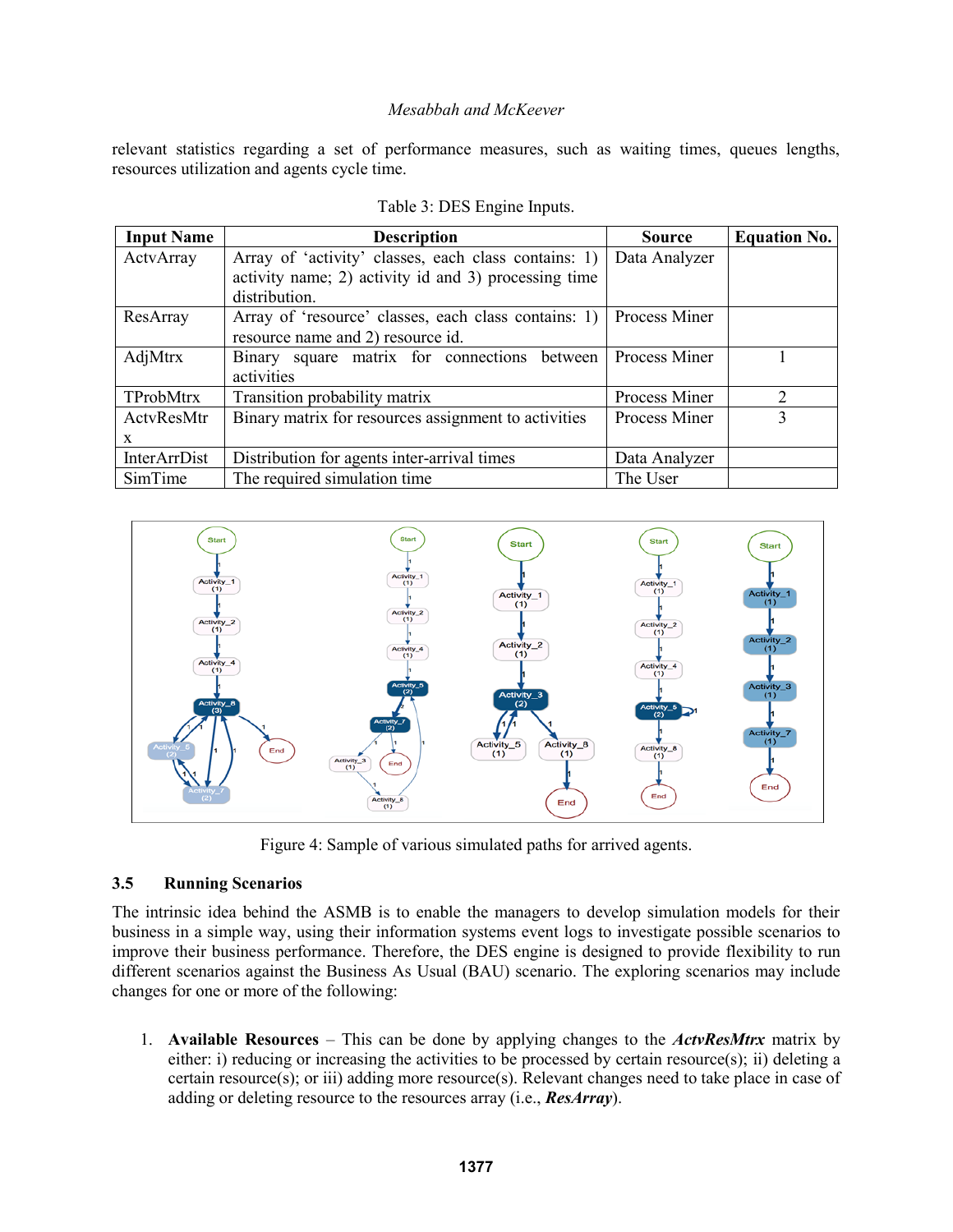relevant statistics regarding a set of performance measures, such as waiting times, queues lengths, resources utilization and agents cycle time.

Table 3: DES Engine Inputs.

| Input Name | Description | Source | Equation No. |
|---|---|---|---|
| ActvArray | Array of 'activity' classes, each class contains: 1) activity name; 2) activity id and 3) processing time distribution. | Data Analyzer | |
| ResArray | Array of 'resource' classes, each class contains: 1) resource name and 2) resource id. | Process Miner | |
| AdjMtrx | Binary square matrix for connections between activities | Process Miner | 1 |
| TProbMtrx | Transition probability matrix | Process Miner | 2 |
| ActvResMtrx | Binary matrix for resources assignment to activities | Process Miner | 3 |
| InterArrDist | Distribution for agents inter-arrival times | Data Analyzer | |
| SimTime | The required simulation time | The User | |

Figure 4: Sample of various simulated paths for arrived agents.

### 3.5 Running Scenarios

The intrinsic idea behind the ASMB is to enable the managers to develop simulation models for their business in a simple way, using their information systems event logs to investigate possible scenarios to improve their business performance. Therefore, the DES engine is designed to provide flexibility to run different scenarios against the Business As Usual (BAU) scenario. The exploring scenarios may include changes for one or more of the following:

1. **Available Resources** – This can be done by applying changes to the ***ActvResMtrx*** matrix by either: i) reducing or increasing the activities to be processed by certain resource(s); ii) deleting a certain resource(s); or iii) adding more resource(s). Relevant changes need to take place in case of adding or deleting resource to the resources array (i.e., ***ResArray***).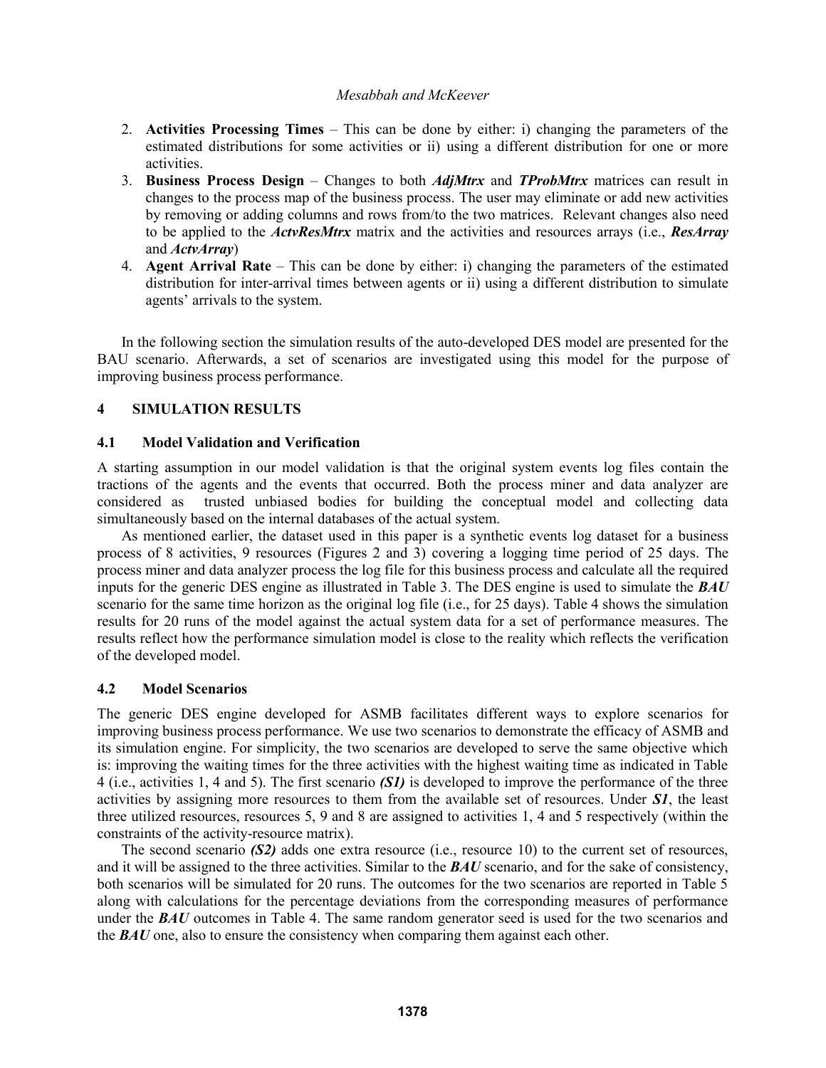2. **Activities Processing Times** – This can be done by either: i) changing the parameters of the estimated distributions for some activities or ii) using a different distribution for one or more activities.
3. **Business Process Design** – Changes to both ***AdjMtrx*** and ***TProbMtrx*** matrices can result in changes to the process map of the business process. The user may eliminate or add new activities by removing or adding columns and rows from/to the two matrices. Relevant changes also need to be applied to the ***ActvResMtrx*** matrix and the activities and resources arrays (i.e., ***ResArray*** and ***ActvArray***)
4. **Agent Arrival Rate** – This can be done by either: i) changing the parameters of the estimated distribution for inter-arrival times between agents or ii) using a different distribution to simulate agents' arrivals to the system.

In the following section the simulation results of the auto-developed DES model are presented for the BAU scenario. Afterwards, a set of scenarios are investigated using this model for the purpose of improving business process performance.

## 4 SIMULATION RESULTS

### 4.1 Model Validation and Verification

A starting assumption in our model validation is that the original system events log files contain the tractions of the agents and the events that occurred. Both the process miner and data analyzer are considered as trusted unbiased bodies for building the conceptual model and collecting data simultaneously based on the internal databases of the actual system.

As mentioned earlier, the dataset used in this paper is a synthetic events log dataset for a business process of 8 activities, 9 resources (Figures 2 and 3) covering a logging time period of 25 days. The process miner and data analyzer process the log file for this business process and calculate all the required inputs for the generic DES engine as illustrated in Table 3. The DES engine is used to simulate the ***BAU*** scenario for the same time horizon as the original log file (i.e., for 25 days). Table 4 shows the simulation results for 20 runs of the model against the actual system data for a set of performance measures. The results reflect how the performance simulation model is close to the reality which reflects the verification of the developed model.

### 4.2 Model Scenarios

The generic DES engine developed for ASMB facilitates different ways to explore scenarios for improving business process performance. We use two scenarios to demonstrate the efficacy of ASMB and its simulation engine. For simplicity, the two scenarios are developed to serve the same objective which is: improving the waiting times for the three activities with the highest waiting time as indicated in Table 4 (i.e., activities 1, 4 and 5). The first scenario ***(S1)*** is developed to improve the performance of the three activities by assigning more resources to them from the available set of resources. Under ***S1***, the least three utilized resources, resources 5, 9 and 8 are assigned to activities 1, 4 and 5 respectively (within the constraints of the activity-resource matrix).

The second scenario ***(S2)*** adds one extra resource (i.e., resource 10) to the current set of resources, and it will be assigned to the three activities. Similar to the ***BAU*** scenario, and for the sake of consistency, both scenarios will be simulated for 20 runs. The outcomes for the two scenarios are reported in Table 5 along with calculations for the percentage deviations from the corresponding measures of performance under the ***BAU*** outcomes in Table 4. The same random generator seed is used for the two scenarios and the ***BAU*** one, also to ensure the consistency when comparing them against each other.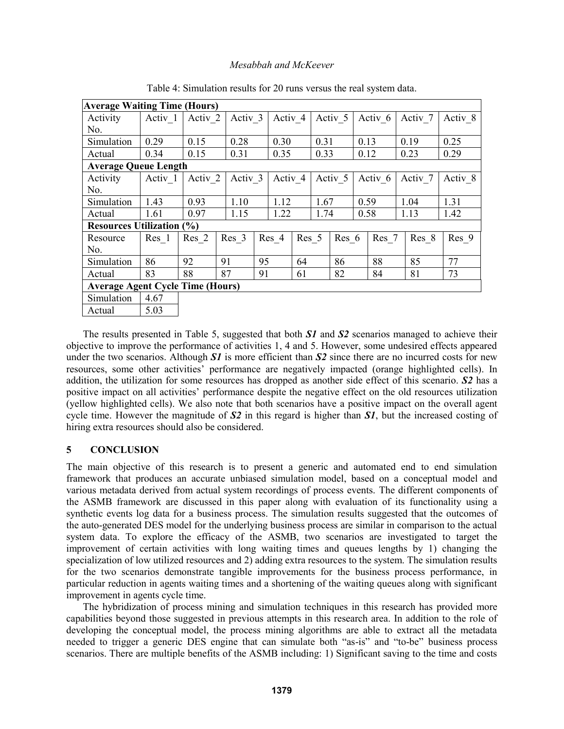Table 4: Simulation results for 20 runs versus the real system data.

| **Average Waiting Time (Hours)** | | | | | | | | | |
|---|---|---|---|---|---|---|---|---|---|
| Activity No. | Activ_1 | Activ_2 | Activ_3 | Activ_4 | Activ_5 | Activ_6 | Activ_7 | Activ_8 | |
| Simulation | 0.29 | 0.15 | 0.28 | 0.30 | 0.31 | 0.13 | 0.19 | 0.25 | |
| Actual | 0.34 | 0.15 | 0.31 | 0.35 | 0.33 | 0.12 | 0.23 | 0.29 | |
| **Average Queue Length** | | | | | | | | | |
| Activity No. | Activ_1 | Activ_2 | Activ_3 | Activ_4 | Activ_5 | Activ_6 | Activ_7 | Activ_8 | |
| Simulation | 1.43 | 0.93 | 1.10 | 1.12 | 1.67 | 0.59 | 1.04 | 1.31 | |
| Actual | 1.61 | 0.97 | 1.15 | 1.22 | 1.74 | 0.58 | 1.13 | 1.42 | |
| **Resources Utilization (%)** | | | | | | | | | |
| Resource No. | Res_1 | Res_2 | Res_3 | Res_4 | Res_5 | Res_6 | Res_7 | Res_8 | Res_9 |
| Simulation | 86 | 92 | 91 | 95 | 64 | 86 | 88 | 85 | 77 |
| Actual | 83 | 88 | 87 | 91 | 61 | 82 | 84 | 81 | 73 |
| **Average Agent Cycle Time (Hours)** | | | | | | | | | |
| Simulation | 4.67 | | | | | | | | |
| Actual | 5.03 | | | | | | | | |

The results presented in Table 5, suggested that both ***S1*** and ***S2*** scenarios managed to achieve their objective to improve the performance of activities 1, 4 and 5. However, some undesired effects appeared under the two scenarios. Although ***S1*** is more efficient than ***S2*** since there are no incurred costs for new resources, some other activities' performance are negatively impacted (orange highlighted cells). In addition, the utilization for some resources has dropped as another side effect of this scenario. ***S2*** has a positive impact on all activities' performance despite the negative effect on the old resources utilization (yellow highlighted cells). We also note that both scenarios have a positive impact on the overall agent cycle time. However the magnitude of ***S2*** in this regard is higher than ***S1***, but the increased costing of hiring extra resources should also be considered.

## 5 CONCLUSION

The main objective of this research is to present a generic and automated end to end simulation framework that produces an accurate unbiased simulation model, based on a conceptual model and various metadata derived from actual system recordings of process events. The different components of the ASMB framework are discussed in this paper along with evaluation of its functionality using a synthetic events log data for a business process. The simulation results suggested that the outcomes of the auto-generated DES model for the underlying business process are similar in comparison to the actual system data. To explore the efficacy of the ASMB, two scenarios are investigated to target the improvement of certain activities with long waiting times and queues lengths by 1) changing the specialization of low utilized resources and 2) adding extra resources to the system. The simulation results for the two scenarios demonstrate tangible improvements for the business process performance, in particular reduction in agents waiting times and a shortening of the waiting queues along with significant improvement in agents cycle time.

The hybridization of process mining and simulation techniques in this research has provided more capabilities beyond those suggested in previous attempts in this research area. In addition to the role of developing the conceptual model, the process mining algorithms are able to extract all the metadata needed to trigger a generic DES engine that can simulate both "as-is" and "to-be" business process scenarios. There are multiple benefits of the ASMB including: 1) Significant saving to the time and costs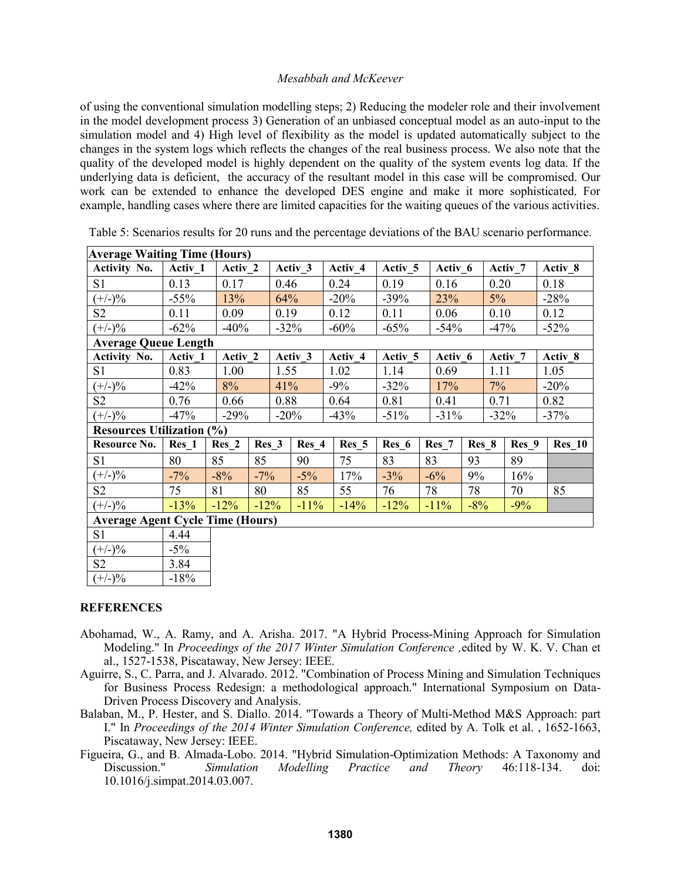of using the conventional simulation modelling steps; 2) Reducing the modeler role and their involvement in the model development process 3) Generation of an unbiased conceptual model as an auto-input to the simulation model and 4) High level of flexibility as the model is updated automatically subject to the changes in the system logs which reflects the changes of the real business process. We also note that the quality of the developed model is highly dependent on the quality of the system events log data. If the underlying data is deficient, the accuracy of the resultant model in this case will be compromised. Our work can be extended to enhance the developed DES engine and make it more sophisticated. For example, handling cases where there are limited capacities for the waiting queues of the various activities.

Table 5: Scenarios results for 20 runs and the percentage deviations of the BAU scenario performance.

| **Average Waiting Time (Hours)** | | | | | | | | | |
|---|---|---|---|---|---|---|---|---|---|
| **Activity No.** | **Activ_1** | **Activ_2** | **Activ_3** | **Activ_4** | **Activ_5** | **Activ_6** | **Activ_7** | **Activ_8** | |
| S1 | 0.13 | 0.17 | 0.46 | 0.24 | 0.19 | 0.16 | 0.20 | 0.18 | |
| (+/-)% | -55% | 13% | 64% | -20% | -39% | 23% | 5% | -28% | |
| S2 | 0.11 | 0.09 | 0.19 | 0.12 | 0.11 | 0.06 | 0.10 | 0.12 | |
| (+/-)% | -62% | -40% | -32% | -60% | -65% | -54% | -47% | -52% | |
| **Average Queue Length** | | | | | | | | | |
| **Activity No.** | **Activ_1** | **Activ_2** | **Activ_3** | **Activ_4** | **Activ_5** | **Activ_6** | **Activ_7** | **Activ_8** | |
| S1 | 0.83 | 1.00 | 1.55 | 1.02 | 1.14 | 0.69 | 1.11 | 1.05 | |
| (+/-)% | -42% | 8% | 41% | -9% | -32% | 17% | 7% | -20% | |
| S2 | 0.76 | 0.66 | 0.88 | 0.64 | 0.81 | 0.41 | 0.71 | 0.82 | |
| (+/-)% | -47% | -29% | -20% | -43% | -51% | -31% | -32% | -37% | |
| **Resources Utilization (%)** | | | | | | | | | |
| **Resource No.** | **Res_1** | **Res_2** | **Res_3** | **Res_4** | **Res_5** | **Res_6** | **Res_7** | **Res_8** | **Res_9** | **Res_10** |
| S1 | 80 | 85 | 85 | 90 | 75 | 83 | 83 | 93 | 89 | |
| (+/-)% | -7% | -8% | -7% | -5% | 17% | -3% | -6% | 9% | 16% | |
| S2 | 75 | 81 | 80 | 85 | 55 | 76 | 78 | 78 | 70 | 85 |
| (+/-)% | -13% | -12% | -12% | -11% | -14% | -12% | -11% | -8% | -9% | |
| **Average Agent Cycle Time (Hours)** | | | | | | | | | |
| S1 | 4.44 | | | | | | | | |
| (+/-)% | -5% | | | | | | | | |
| S2 | 3.84 | | | | | | | | |
| (+/-)% | -18% | | | | | | | | |

## REFERENCES

Abohamad, W., A. Ramy, and A. Arisha. 2017. "A Hybrid Process-Mining Approach for Simulation Modeling." In *Proceedings of the 2017 Winter Simulation Conference* ,edited by W. K. V. Chan et al., 1527-1538, Piscataway, New Jersey: IEEE.

Aguirre, S., C. Parra, and J. Alvarado. 2012. "Combination of Process Mining and Simulation Techniques for Business Process Redesign: a methodological approach." International Symposium on Data-Driven Process Discovery and Analysis.

Balaban, M., P. Hester, and S. Diallo. 2014. "Towards a Theory of Multi-Method M&S Approach: part I." In *Proceedings of the 2014 Winter Simulation Conference,* edited by A. Tolk et al. , 1652-1663, Piscataway, New Jersey: IEEE.

Figueira, G., and B. Almada-Lobo. 2014. "Hybrid Simulation-Optimization Methods: A Taxonomy and Discussion." *Simulation Modelling Practice and Theory* 46:118-134. doi: 10.1016/j.simpat.2014.03.007.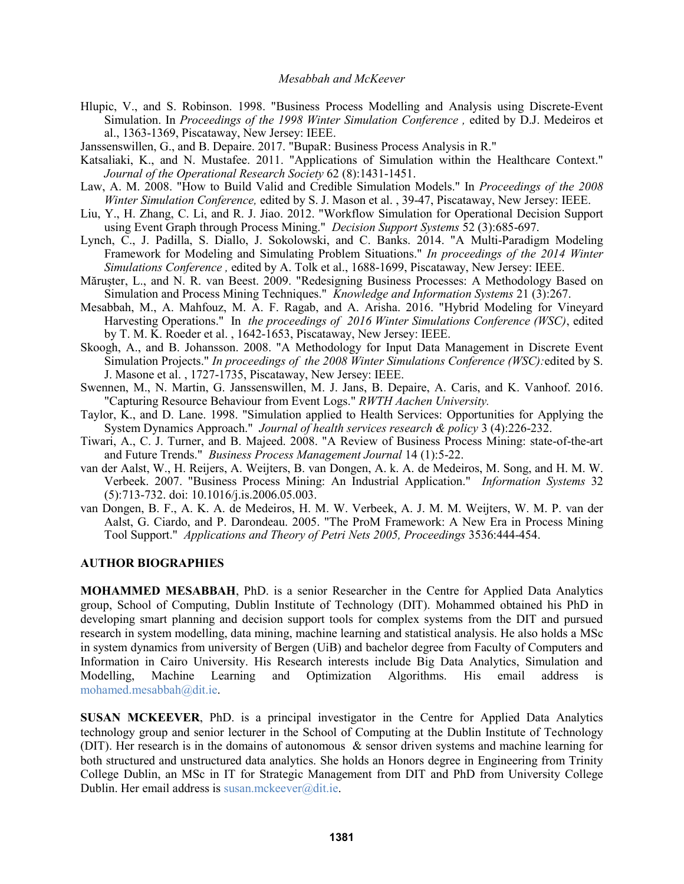Hlupic, V., and S. Robinson. 1998. "Business Process Modelling and Analysis using Discrete-Event Simulation. In *Proceedings of the 1998 Winter Simulation Conference ,* edited by D.J. Medeiros et al., 1363-1369, Piscataway, New Jersey: IEEE.

Janssenswillen, G., and B. Depaire. 2017. "BupaR: Business Process Analysis in R."

Katsaliaki, K., and N. Mustafee. 2011. "Applications of Simulation within the Healthcare Context." *Journal of the Operational Research Society* 62 (8):1431-1451.

Law, A. M. 2008. "How to Build Valid and Credible Simulation Models." In *Proceedings of the 2008 Winter Simulation Conference,* edited by S. J. Mason et al. , 39-47, Piscataway, New Jersey: IEEE.

Liu, Y., H. Zhang, C. Li, and R. J. Jiao. 2012. "Workflow Simulation for Operational Decision Support using Event Graph through Process Mining." *Decision Support Systems* 52 (3):685-697.

Lynch, C., J. Padilla, S. Diallo, J. Sokolowski, and C. Banks. 2014. "A Multi-Paradigm Modeling Framework for Modeling and Simulating Problem Situations." *In proceedings of the 2014 Winter Simulations Conference ,* edited by A. Tolk et al., 1688-1699, Piscataway, New Jersey: IEEE.

Măruşter, L., and N. R. van Beest. 2009. "Redesigning Business Processes: A Methodology Based on Simulation and Process Mining Techniques." *Knowledge and Information Systems* 21 (3):267.

Mesabbah, M., A. Mahfouz, M. A. F. Ragab, and A. Arisha. 2016. "Hybrid Modeling for Vineyard Harvesting Operations." In *the proceedings of 2016 Winter Simulations Conference (WSC)*, edited by T. M. K. Roeder et al. , 1642-1653, Piscataway, New Jersey: IEEE.

Skoogh, A., and B. Johansson. 2008. "A Methodology for Input Data Management in Discrete Event Simulation Projects." *In proceedings of the 2008 Winter Simulations Conference (WSC):*edited by S. J. Masone et al. , 1727-1735, Piscataway, New Jersey: IEEE.

Swennen, M., N. Martin, G. Janssenswillen, M. J. Jans, B. Depaire, A. Caris, and K. Vanhoof. 2016. "Capturing Resource Behaviour from Event Logs." *RWTH Aachen University.*

Taylor, K., and D. Lane. 1998. "Simulation applied to Health Services: Opportunities for Applying the System Dynamics Approach." *Journal of health services research & policy* 3 (4):226-232.

Tiwari, A., C. J. Turner, and B. Majeed. 2008. "A Review of Business Process Mining: state-of-the-art and Future Trends." *Business Process Management Journal* 14 (1):5-22.

van der Aalst, W., H. Reijers, A. Weijters, B. van Dongen, A. k. A. de Medeiros, M. Song, and H. M. W. Verbeek. 2007. "Business Process Mining: An Industrial Application." *Information Systems* 32 (5):713-732. doi: 10.1016/j.is.2006.05.003.

van Dongen, B. F., A. K. A. de Medeiros, H. M. W. Verbeek, A. J. M. M. Weijters, W. M. P. van der Aalst, G. Ciardo, and P. Darondeau. 2005. "The ProM Framework: A New Era in Process Mining Tool Support." *Applications and Theory of Petri Nets 2005, Proceedings* 3536:444-454.

## AUTHOR BIOGRAPHIES

**MOHAMMED MESABBAH**, PhD. is a senior Researcher in the Centre for Applied Data Analytics group, School of Computing, Dublin Institute of Technology (DIT). Mohammed obtained his PhD in developing smart planning and decision support tools for complex systems from the DIT and pursued research in system modelling, data mining, machine learning and statistical analysis. He also holds a MSc in system dynamics from university of Bergen (UiB) and bachelor degree from Faculty of Computers and Information in Cairo University. His Research interests include Big Data Analytics, Simulation and Modelling, Machine Learning and Optimization Algorithms. His email address is mohamed.mesabbah@dit.ie.

**SUSAN MCKEEVER**, PhD. is a principal investigator in the Centre for Applied Data Analytics technology group and senior lecturer in the School of Computing at the Dublin Institute of Technology (DIT). Her research is in the domains of autonomous & sensor driven systems and machine learning for both structured and unstructured data analytics. She holds an Honors degree in Engineering from Trinity College Dublin, an MSc in IT for Strategic Management from DIT and PhD from University College Dublin. Her email address is susan.mckeever@dit.ie.